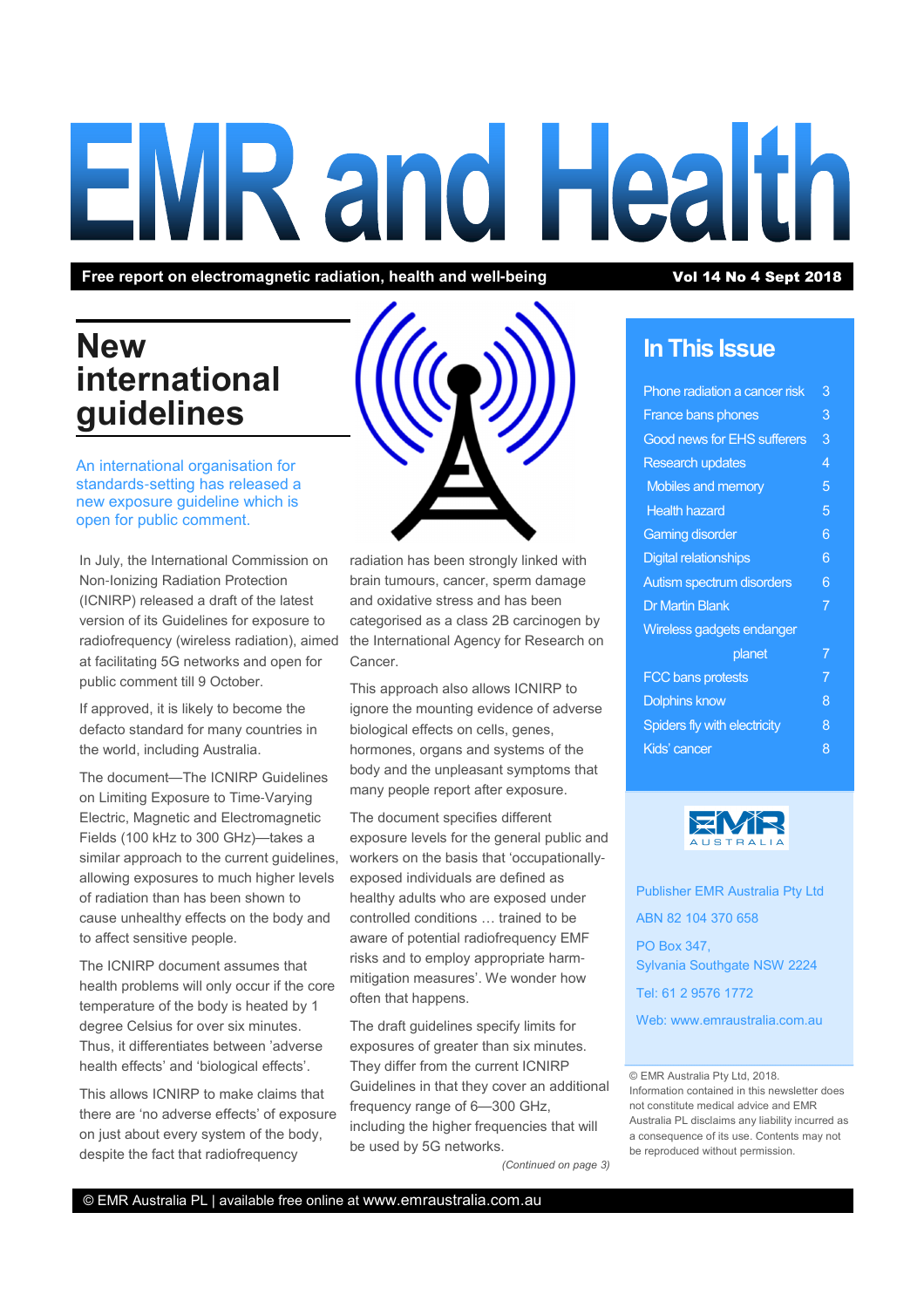# EMR and Health

**Free report on electromagnetic radiation, health and well-being** **Vol 14 No 4 Sept 2018**

## New international guidelines

An international organisation for standards-setting has released a new exposure guideline which is open for public comment.

In July, the International Commission on Non-Ionizing Radiation Protection (ICNIRP) released a draft of the latest version of its Guidelines for exposure to radiofrequency (wireless radiation), aimed at facilitating 5G networks and open for public comment till 9 October.

If approved, it is likely to become the defacto standard for many countries in the world, including Australia.

The document—The ICNIRP Guidelines on Limiting Exposure to Time-Varying Electric, Magnetic and Electromagnetic Fields (100 kHz to 300 GHz)—takes a similar approach to the current guidelines, allowing exposures to much higher levels of radiation than has been shown to cause unhealthy effects on the body and to affect sensitive people.

The ICNIRP document assumes that health problems will only occur if the core temperature of the body is heated by 1 degree Celsius for over six minutes. Thus, it differentiates between 'adverse health effects' and 'biological effects'.

This allows ICNIRP to make claims that there are 'no adverse effects' of exposure on just about every system of the body, despite the fact that radiofrequency radiation has been strongly linked with brain tumours, cancer, sperm damage and oxidative stress and has been categorised as a class 2B carcinogen by the International Agency for Research on Cancer.

This approach also allows ICNIRP to ignore the mounting evidence of adverse biological effects on cells, genes, hormones, organs and systems of the body and the unpleasant symptoms that many people report after exposure.

The document specifies different exposure levels for the general public and workers on the basis that 'occupationally-exposed individuals are defined as healthy adults who are exposed under controlled conditions … trained to be aware of potential radiofrequency EMF risks and to employ appropriate harm-mitigation measures'. We wonder how often that happens.

The draft guidelines specify limits for exposures of greater than six minutes. They differ from the current ICNIRP Guidelines in that they cover an additional frequency range of 6—300 GHz, including the higher frequencies that will be used by 5G networks.

*(Continued on page 3)*

## In This Issue

| | |
|---|---|
| Phone radiation a cancer risk | 3 |
| France bans phones | 3 |
| Good news for EHS sufferers | 3 |
| Research updates | 4 |
| Mobiles and memory | 5 |
| Health hazard | 5 |
| Gaming disorder | 6 |
| Digital relationships | 6 |
| Autism spectrum disorders | 6 |
| Dr Martin Blank | 7 |
| Wireless gadgets endanger planet | 7 |
| FCC bans protests | 7 |
| Dolphins know | 8 |
| Spiders fly with electricity | 8 |
| Kids' cancer | 8 |

EMR AUSTRALIA

Publisher EMR Australia Pty Ltd

ABN 82 104 370 658

PO Box 347,
Sylvania Southgate NSW 2224

Tel: 61 2 9576 1772

Web: www.emraustralia.com.au

© EMR Australia Pty Ltd, 2018. Information contained in this newsletter does not constitute medical advice and EMR Australia PL disclaims any liability incurred as a consequence of its use. Contents may not be reproduced without permission.

© EMR Australia PL | available free online at www.emraustralia.com.au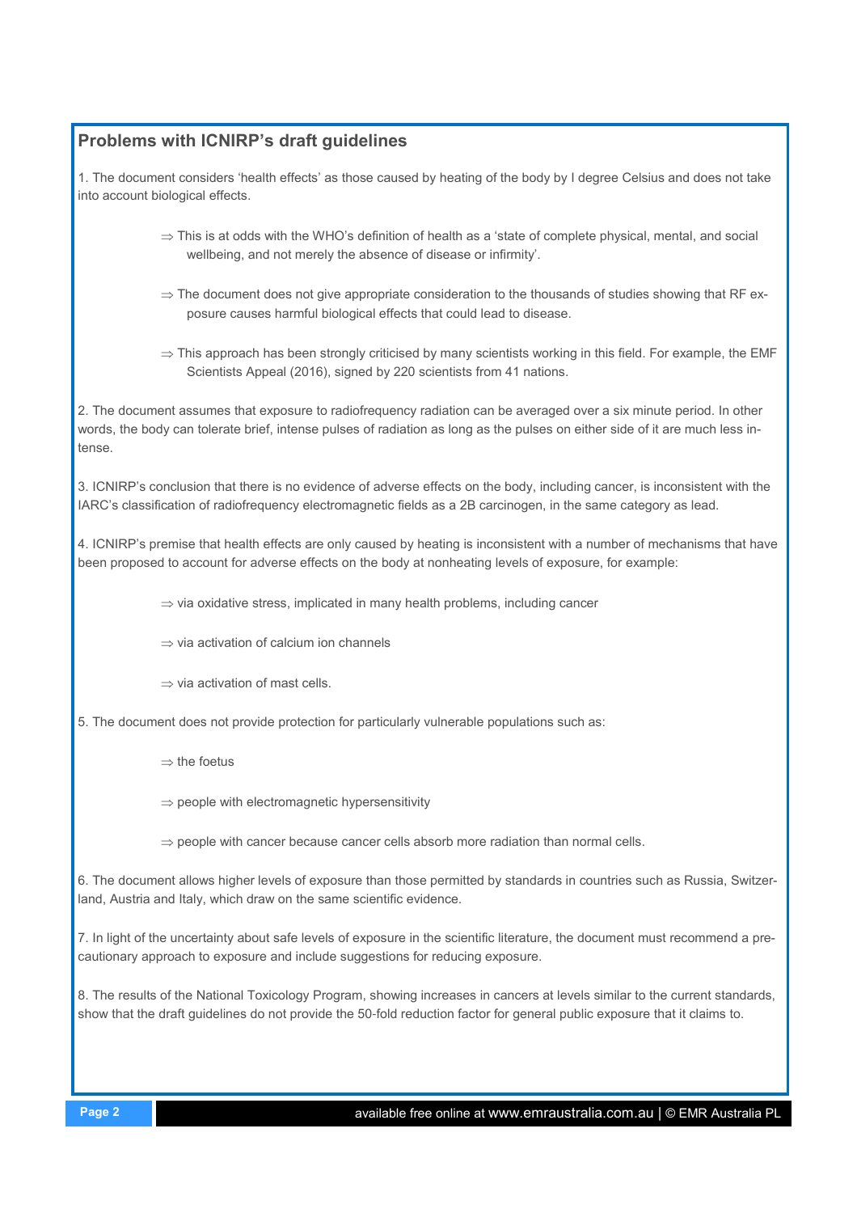## Problems with ICNIRP's draft guidelines

1. The document considers 'health effects' as those caused by heating of the body by I degree Celsius and does not take into account biological effects.

- ⇒ This is at odds with the WHO's definition of health as a 'state of complete physical, mental, and social wellbeing, and not merely the absence of disease or infirmity'.
- ⇒ The document does not give appropriate consideration to the thousands of studies showing that RF exposure causes harmful biological effects that could lead to disease.
- ⇒ This approach has been strongly criticised by many scientists working in this field. For example, the EMF Scientists Appeal (2016), signed by 220 scientists from 41 nations.

2. The document assumes that exposure to radiofrequency radiation can be averaged over a six minute period. In other words, the body can tolerate brief, intense pulses of radiation as long as the pulses on either side of it are much less intense.

3. ICNIRP's conclusion that there is no evidence of adverse effects on the body, including cancer, is inconsistent with the IARC's classification of radiofrequency electromagnetic fields as a 2B carcinogen, in the same category as lead.

4. ICNIRP's premise that health effects are only caused by heating is inconsistent with a number of mechanisms that have been proposed to account for adverse effects on the body at nonheating levels of exposure, for example:

- ⇒ via oxidative stress, implicated in many health problems, including cancer
- ⇒ via activation of calcium ion channels
- ⇒ via activation of mast cells.

5. The document does not provide protection for particularly vulnerable populations such as:

- ⇒ the foetus
- ⇒ people with electromagnetic hypersensitivity
- ⇒ people with cancer because cancer cells absorb more radiation than normal cells.

6. The document allows higher levels of exposure than those permitted by standards in countries such as Russia, Switzerland, Austria and Italy, which draw on the same scientific evidence.

7. In light of the uncertainty about safe levels of exposure in the scientific literature, the document must recommend a precautionary approach to exposure and include suggestions for reducing exposure.

8. The results of the National Toxicology Program, showing increases in cancers at levels similar to the current standards, show that the draft guidelines do not provide the 50-fold reduction factor for general public exposure that it claims to.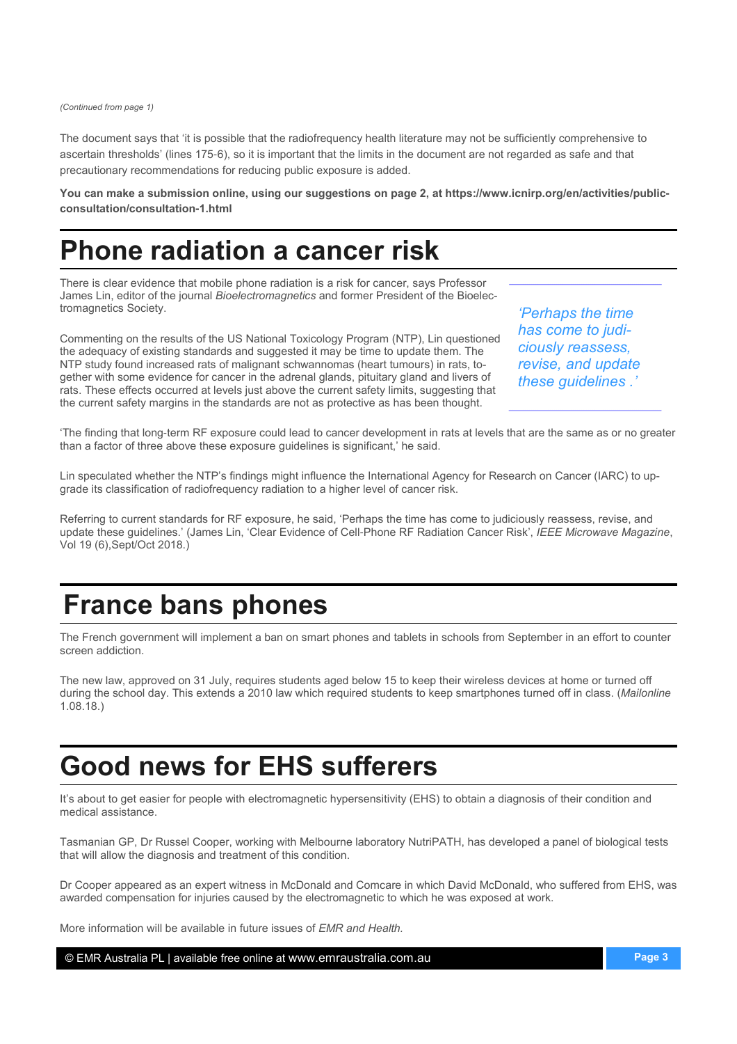*(Continued from page 1)*

The document says that 'it is possible that the radiofrequency health literature may not be sufficiently comprehensive to ascertain thresholds' (lines 175-6), so it is important that the limits in the document are not regarded as safe and that precautionary recommendations for reducing public exposure is added.

**You can make a submission online, using our suggestions on page 2, at https://www.icnirp.org/en/activities/public-consultation/consultation-1.html**

# Phone radiation a cancer risk

There is clear evidence that mobile phone radiation is a risk for cancer, says Professor James Lin, editor of the journal *Bioelectromagnetics* and former President of the Bioelectromagnetics Society.

Commenting on the results of the US National Toxicology Program (NTP), Lin questioned the adequacy of existing standards and suggested it may be time to update them. The NTP study found increased rats of malignant schwannomas (heart tumours) in rats, together with some evidence for cancer in the adrenal glands, pituitary gland and livers of rats. These effects occurred at levels just above the current safety limits, suggesting that the current safety margins in the standards are not as protective as has been thought.

> *'Perhaps the time has come to judiciously reassess, revise, and update these guidelines .'*

'The finding that long-term RF exposure could lead to cancer development in rats at levels that are the same as or no greater than a factor of three above these exposure guidelines is significant,' he said.

Lin speculated whether the NTP's findings might influence the International Agency for Research on Cancer (IARC) to upgrade its classification of radiofrequency radiation to a higher level of cancer risk.

Referring to current standards for RF exposure, he said, 'Perhaps the time has come to judiciously reassess, revise, and update these guidelines.' (James Lin, 'Clear Evidence of Cell-Phone RF Radiation Cancer Risk', *IEEE Microwave Magazine*, Vol 19 (6),Sept/Oct 2018.)

# France bans phones

The French government will implement a ban on smart phones and tablets in schools from September in an effort to counter screen addiction.

The new law, approved on 31 July, requires students aged below 15 to keep their wireless devices at home or turned off during the school day. This extends a 2010 law which required students to keep smartphones turned off in class. (*Mailonline* 1.08.18.)

# Good news for EHS sufferers

It's about to get easier for people with electromagnetic hypersensitivity (EHS) to obtain a diagnosis of their condition and medical assistance.

Tasmanian GP, Dr Russel Cooper, working with Melbourne laboratory NutriPATH, has developed a panel of biological tests that will allow the diagnosis and treatment of this condition.

Dr Cooper appeared as an expert witness in McDonald and Comcare in which David McDonald, who suffered from EHS, was awarded compensation for injuries caused by the electromagnetic to which he was exposed at work.

More information will be available in future issues of *EMR and Health.*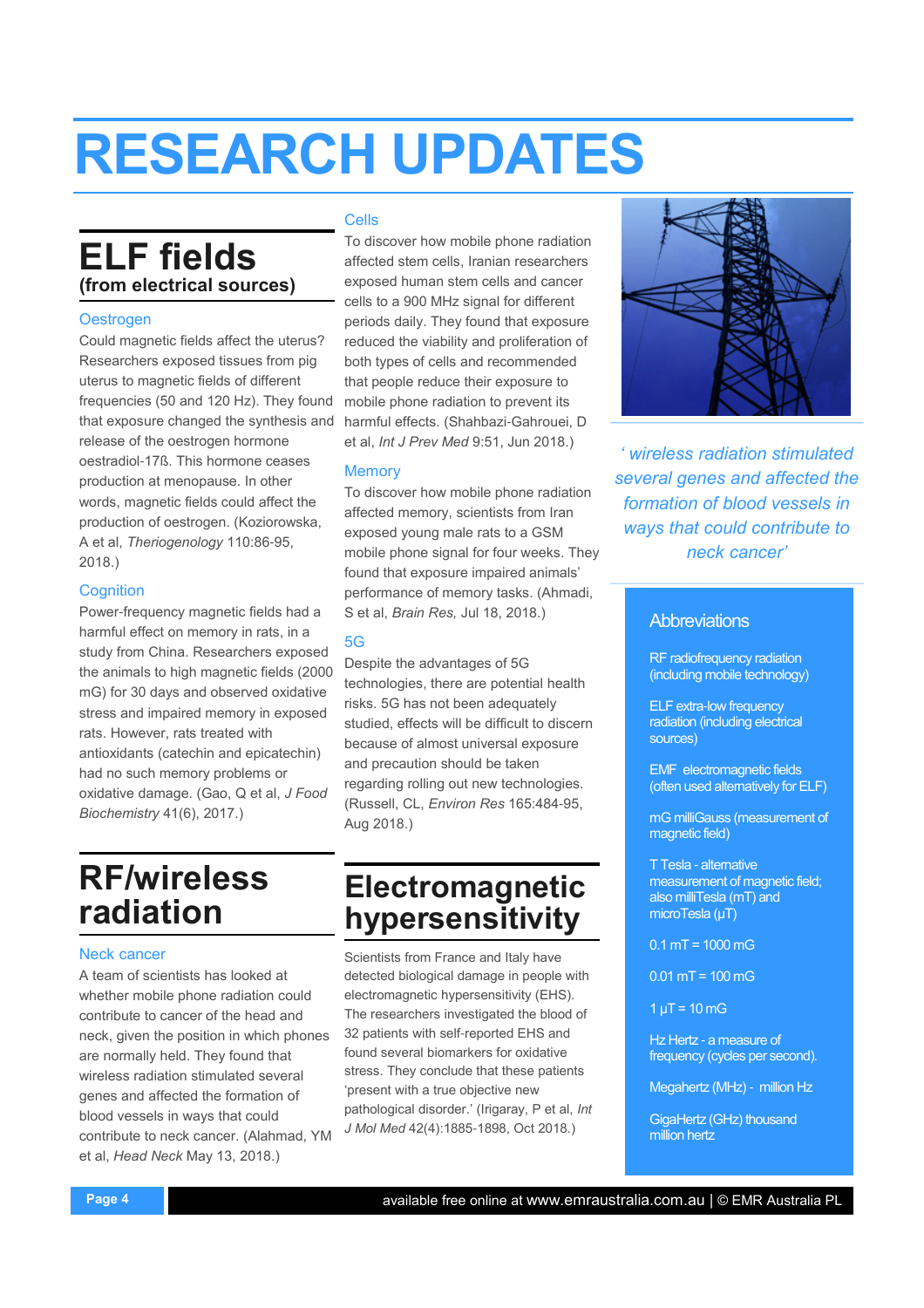# RESEARCH UPDATES

## ELF fields
### (from electrical sources)

### Oestrogen

Could magnetic fields affect the uterus? Researchers exposed tissues from pig uterus to magnetic fields of different frequencies (50 and 120 Hz). They found that exposure changed the synthesis and release of the oestrogen hormone oestradiol-17ß. This hormone ceases production at menopause. In other words, magnetic fields could affect the production of oestrogen. (Koziorowska, A et al, *Theriogenology* 110:86-95, 2018.)

### Cognition

Power-frequency magnetic fields had a harmful effect on memory in rats, in a study from China. Researchers exposed the animals to high magnetic fields (2000 mG) for 30 days and observed oxidative stress and impaired memory in exposed rats. However, rats treated with antioxidants (catechin and epicatechin) had no such memory problems or oxidative damage. (Gao, Q et al, *J Food Biochemistry* 41(6), 2017.)

### Cells

To discover how mobile phone radiation affected stem cells, Iranian researchers exposed human stem cells and cancer cells to a 900 MHz signal for different periods daily. They found that exposure reduced the viability and proliferation of both types of cells and recommended that people reduce their exposure to mobile phone radiation to prevent its harmful effects. (Shahbazi-Gahrouei, D et al, *Int J Prev Med* 9:51, Jun 2018.)

### Memory

To discover how mobile phone radiation affected memory, scientists from Iran exposed young male rats to a GSM mobile phone signal for four weeks. They found that exposure impaired animals' performance of memory tasks. (Ahmadi, S et al, *Brain Res,* Jul 18, 2018.)

### 5G

Despite the advantages of 5G technologies, there are potential health risks. 5G has not been adequately studied, effects will be difficult to discern because of almost universal exposure and precaution should be taken regarding rolling out new technologies. (Russell, CL, *Environ Res* 165:484-95, Aug 2018.)

## RF/wireless radiation

### Neck cancer

A team of scientists has looked at whether mobile phone radiation could contribute to cancer of the head and neck, given the position in which phones are normally held. They found that wireless radiation stimulated several genes and affected the formation of blood vessels in ways that could contribute to neck cancer. (Alahmad, YM et al, *Head Neck* May 13, 2018.)

## Electromagnetic hypersensitivity

Scientists from France and Italy have detected biological damage in people with electromagnetic hypersensitivity (EHS). The researchers investigated the blood of 32 patients with self-reported EHS and found several biomarkers for oxidative stress. They conclude that these patients 'present with a true objective new pathological disorder.' (Irigaray, P et al, *Int J Mol Med* 42(4):1885-1898, Oct 2018.)

*' wireless radiation stimulated several genes and affected the formation of blood vessels in ways that could contribute to neck cancer'*

### Abbreviations

RF radiofrequency radiation (including mobile technology)

ELF extra-low frequency radiation (including electrical sources)

EMF electromagnetic fields (often used alternatively for ELF)

mG milliGauss (measurement of magnetic field)

T Tesla - alternative measurement of magnetic field; also milliTesla (mT) and microTesla (µT)

0.1 mT = 1000 mG

0.01 mT = 100 mG

1 µT = 10 mG

Hz Hertz - a measure of frequency (cycles per second).

Megahertz (MHz) - million Hz

GigaHertz (GHz) thousand million hertz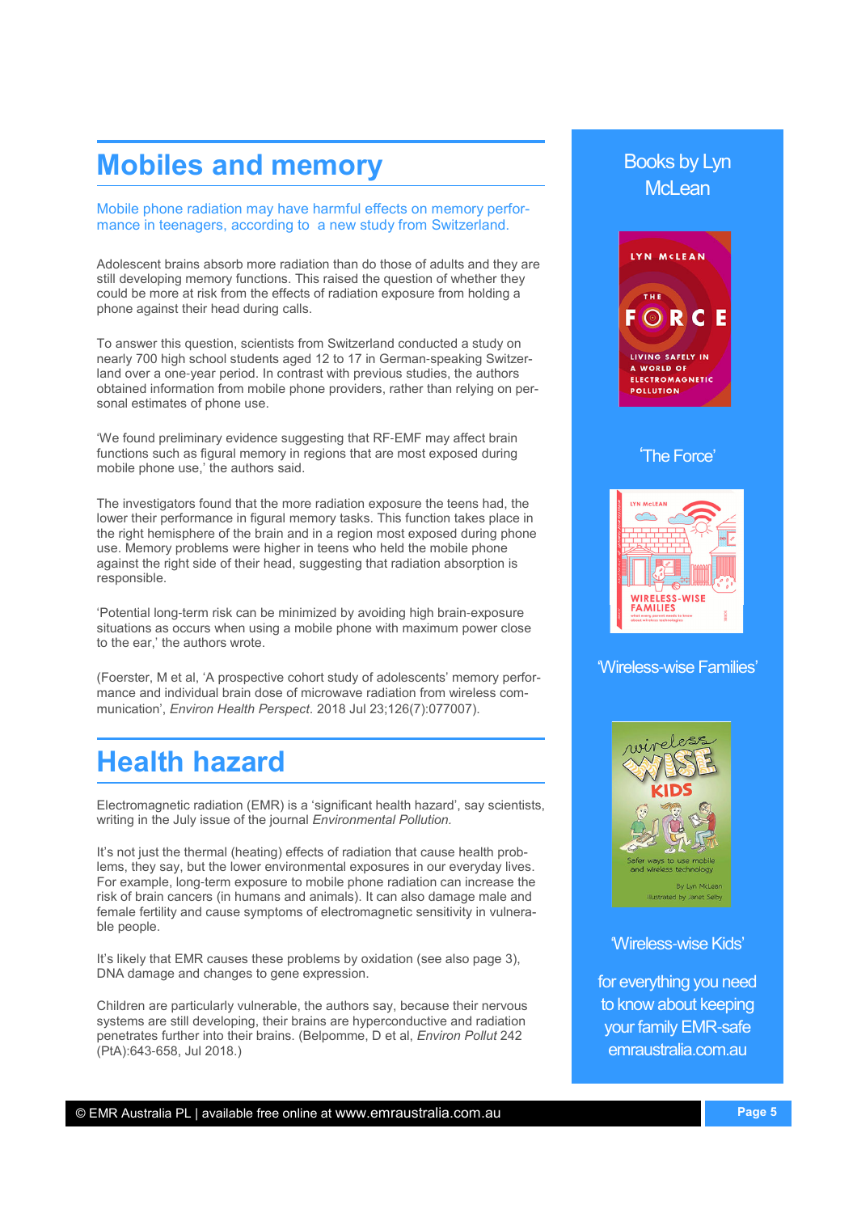# Mobiles and memory

Mobile phone radiation may have harmful effects on memory performance in teenagers, according to a new study from Switzerland.

Adolescent brains absorb more radiation than do those of adults and they are still developing memory functions. This raised the question of whether they could be more at risk from the effects of radiation exposure from holding a phone against their head during calls.

To answer this question, scientists from Switzerland conducted a study on nearly 700 high school students aged 12 to 17 in German-speaking Switzerland over a one-year period. In contrast with previous studies, the authors obtained information from mobile phone providers, rather than relying on personal estimates of phone use.

'We found preliminary evidence suggesting that RF-EMF may affect brain functions such as figural memory in regions that are most exposed during mobile phone use,' the authors said.

The investigators found that the more radiation exposure the teens had, the lower their performance in figural memory tasks. This function takes place in the right hemisphere of the brain and in a region most exposed during phone use. Memory problems were higher in teens who held the mobile phone against the right side of their head, suggesting that radiation absorption is responsible.

'Potential long-term risk can be minimized by avoiding high brain-exposure situations as occurs when using a mobile phone with maximum power close to the ear,' the authors wrote.

(Foerster, M et al, 'A prospective cohort study of adolescents' memory performance and individual brain dose of microwave radiation from wireless communication', *Environ Health Perspect*. 2018 Jul 23;126(7):077007).

# Health hazard

Electromagnetic radiation (EMR) is a 'significant health hazard', say scientists, writing in the July issue of the journal *Environmental Pollution.*

It's not just the thermal (heating) effects of radiation that cause health problems, they say, but the lower environmental exposures in our everyday lives. For example, long-term exposure to mobile phone radiation can increase the risk of brain cancers (in humans and animals). It can also damage male and female fertility and cause symptoms of electromagnetic sensitivity in vulnerable people.

It's likely that EMR causes these problems by oxidation (see also page 3), DNA damage and changes to gene expression.

Children are particularly vulnerable, the authors say, because their nervous systems are still developing, their brains are hyperconductive and radiation penetrates further into their brains. (Belpomme, D et al, *Environ Pollut* 242 (PtA):643-658, Jul 2018.)

## Books by Lyn McLean

'The Force'

'Wireless-wise Families'

'Wireless-wise Kids'

for everything you need to know about keeping your family EMR-safe
emraustralia.com.au

© EMR Australia PL | available free online at www.emraustralia.com.au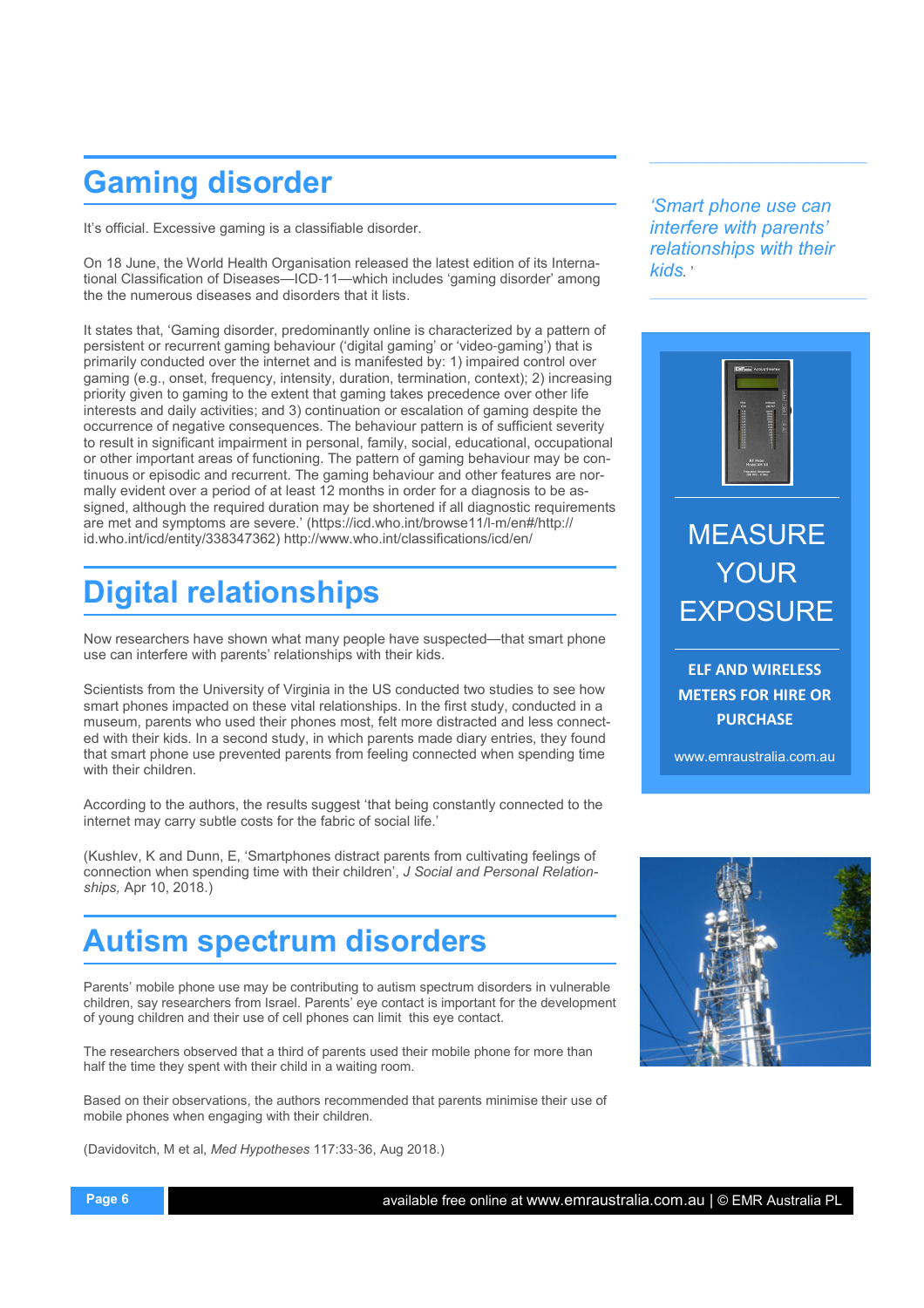# Gaming disorder

It's official. Excessive gaming is a classifiable disorder.

On 18 June, the World Health Organisation released the latest edition of its International Classification of Diseases—ICD-11—which includes 'gaming disorder' among the the numerous diseases and disorders that it lists.

It states that, 'Gaming disorder, predominantly online is characterized by a pattern of persistent or recurrent gaming behaviour ('digital gaming' or 'video-gaming') that is primarily conducted over the internet and is manifested by: 1) impaired control over gaming (e.g., onset, frequency, intensity, duration, termination, context); 2) increasing priority given to gaming to the extent that gaming takes precedence over other life interests and daily activities; and 3) continuation or escalation of gaming despite the occurrence of negative consequences. The behaviour pattern is of sufficient severity to result in significant impairment in personal, family, social, educational, occupational or other important areas of functioning. The pattern of gaming behaviour may be continuous or episodic and recurrent. The gaming behaviour and other features are normally evident over a period of at least 12 months in order for a diagnosis to be assigned, although the required duration may be shortened if all diagnostic requirements are met and symptoms are severe.' (https://icd.who.int/browse11/l-m/en#/http://id.who.int/icd/entity/338347362) http://www.who.int/classifications/icd/en/

# Digital relationships

Now researchers have shown what many people have suspected—that smart phone use can interfere with parents' relationships with their kids.

Scientists from the University of Virginia in the US conducted two studies to see how smart phones impacted on these vital relationships. In the first study, conducted in a museum, parents who used their phones most, felt more distracted and less connected with their kids. In a second study, in which parents made diary entries, they found that smart phone use prevented parents from feeling connected when spending time with their children.

According to the authors, the results suggest 'that being constantly connected to the internet may carry subtle costs for the fabric of social life.'

(Kushlev, K and Dunn, E, 'Smartphones distract parents from cultivating feelings of connection when spending time with their children', *J Social and Personal Relationships,* Apr 10, 2018.)

*'Smart phone use can interfere with parents' relationships with their kids.'*

# Autism spectrum disorders

Parents' mobile phone use may be contributing to autism spectrum disorders in vulnerable children, say researchers from Israel. Parents' eye contact is important for the development of young children and their use of cell phones can limit this eye contact.

The researchers observed that a third of parents used their mobile phone for more than half the time they spent with their child in a waiting room.

Based on their observations, the authors recommended that parents minimise their use of mobile phones when engaging with their children.

(Davidovitch, M et al, *Med Hypotheses* 117:33-36, Aug 2018.)

MEASURE YOUR EXPOSURE

**ELF AND WIRELESS METERS FOR HIRE OR PURCHASE**

www.emraustralia.com.au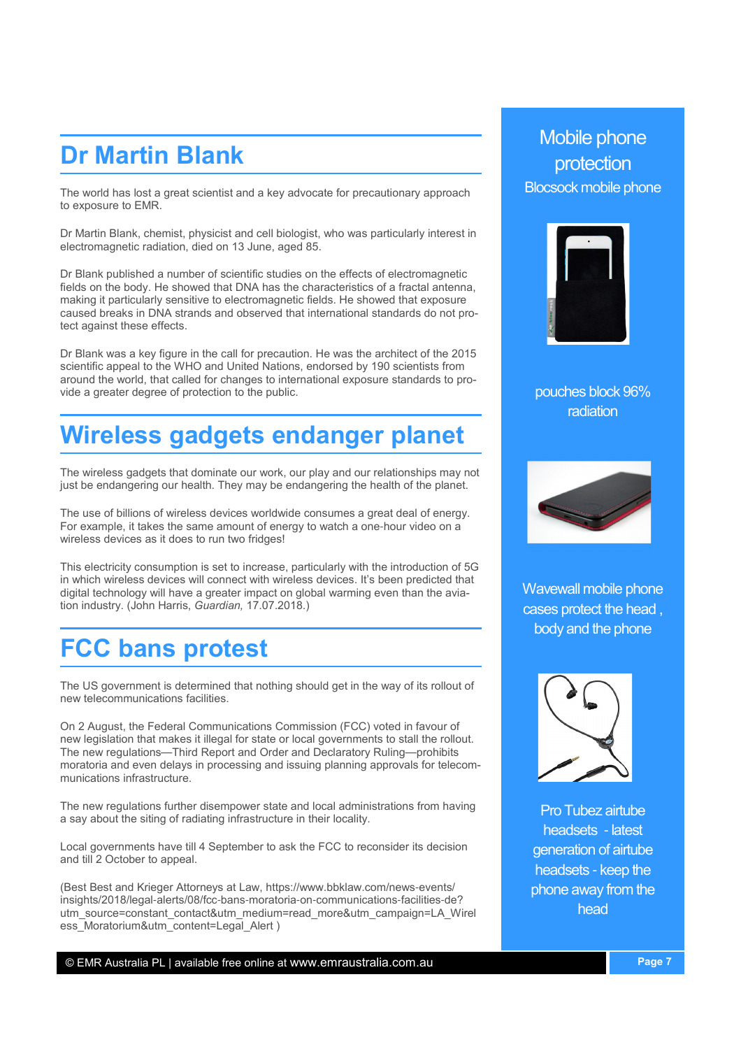## Dr Martin Blank

The world has lost a great scientist and a key advocate for precautionary approach to exposure to EMR.

Dr Martin Blank, chemist, physicist and cell biologist, who was particularly interest in electromagnetic radiation, died on 13 June, aged 85.

Dr Blank published a number of scientific studies on the effects of electromagnetic fields on the body. He showed that DNA has the characteristics of a fractal antenna, making it particularly sensitive to electromagnetic fields. He showed that exposure caused breaks in DNA strands and observed that international standards do not protect against these effects.

Dr Blank was a key figure in the call for precaution. He was the architect of the 2015 scientific appeal to the WHO and United Nations, endorsed by 190 scientists from around the world, that called for changes to international exposure standards to provide a greater degree of protection to the public.

## Wireless gadgets endanger planet

The wireless gadgets that dominate our work, our play and our relationships may not just be endangering our health. They may be endangering the health of the planet.

The use of billions of wireless devices worldwide consumes a great deal of energy. For example, it takes the same amount of energy to watch a one-hour video on a wireless devices as it does to run two fridges!

This electricity consumption is set to increase, particularly with the introduction of 5G in which wireless devices will connect with wireless devices. It's been predicted that digital technology will have a greater impact on global warming even than the aviation industry. (John Harris, *Guardian,* 17.07.2018.)

## FCC bans protest

The US government is determined that nothing should get in the way of its rollout of new telecommunications facilities.

On 2 August, the Federal Communications Commission (FCC) voted in favour of new legislation that makes it illegal for state or local governments to stall the rollout. The new regulations—Third Report and Order and Declaratory Ruling—prohibits moratoria and even delays in processing and issuing planning approvals for telecommunications infrastructure.

The new regulations further disempower state and local administrations from having a say about the siting of radiating infrastructure in their locality.

Local governments have till 4 September to ask the FCC to reconsider its decision and till 2 October to appeal.

(Best Best and Krieger Attorneys at Law, https://www.bbklaw.com/news-events/insights/2018/legal-alerts/08/fcc-bans-moratoria-on-communications-facilities-de?utm_source=constant_contact&utm_medium=read_more&utm_campaign=LA_Wireless_Moratorium&utm_content=Legal_Alert )

## Mobile phone protection

Blocsock mobile phone pouches block 96% radiation

Wavewall mobile phone cases protect the head, body and the phone

Pro Tubez airtube headsets - latest generation of airtube headsets - keep the phone away from the head

© EMR Australia PL | available free online at www.emraustralia.com.au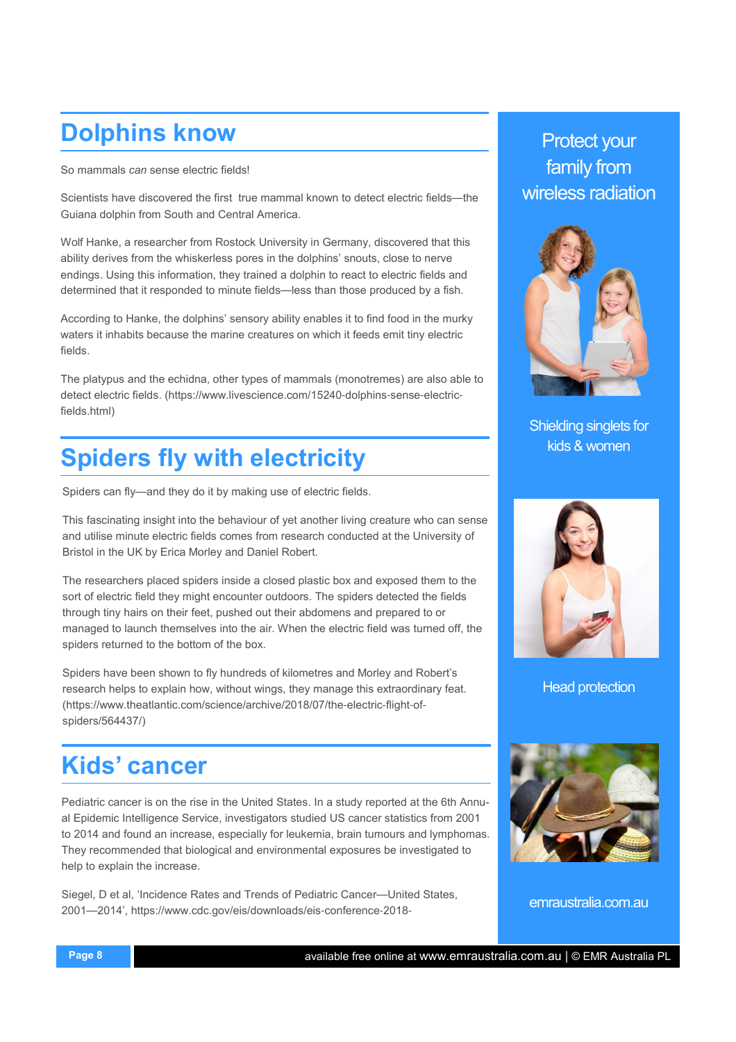## Dolphins know

So mammals *can* sense electric fields!

Scientists have discovered the first true mammal known to detect electric fields—the Guiana dolphin from South and Central America.

Wolf Hanke, a researcher from Rostock University in Germany, discovered that this ability derives from the whiskerless pores in the dolphins' snouts, close to nerve endings. Using this information, they trained a dolphin to react to electric fields and determined that it responded to minute fields—less than those produced by a fish.

According to Hanke, the dolphins' sensory ability enables it to find food in the murky waters it inhabits because the marine creatures on which it feeds emit tiny electric fields.

The platypus and the echidna, other types of mammals (monotremes) are also able to detect electric fields. (https://www.livescience.com/15240-dolphins-sense-electric-fields.html)

## Spiders fly with electricity

Spiders can fly—and they do it by making use of electric fields.

This fascinating insight into the behaviour of yet another living creature who can sense and utilise minute electric fields comes from research conducted at the University of Bristol in the UK by Erica Morley and Daniel Robert.

The researchers placed spiders inside a closed plastic box and exposed them to the sort of electric field they might encounter outdoors. The spiders detected the fields through tiny hairs on their feet, pushed out their abdomens and prepared to or managed to launch themselves into the air. When the electric field was turned off, the spiders returned to the bottom of the box.

Spiders have been shown to fly hundreds of kilometres and Morley and Robert's research helps to explain how, without wings, they manage this extraordinary feat. (https://www.theatlantic.com/science/archive/2018/07/the-electric-flight-of-spiders/564437/)

## Kids' cancer

Pediatric cancer is on the rise in the United States. In a study reported at the 6th Annual Epidemic Intelligence Service, investigators studied US cancer statistics from 2001 to 2014 and found an increase, especially for leukemia, brain tumours and lymphomas. They recommended that biological and environmental exposures be investigated to help to explain the increase.

Siegel, D et al, 'Incidence Rates and Trends of Pediatric Cancer—United States, 2001—2014', https://www.cdc.gov/eis/downloads/eis-conference-2018-

Protect your family from wireless radiation

Shielding singlets for kids & women

Head protection

emraustralia.com.au

available free online at www.emraustralia.com.au | © EMR Australia PL